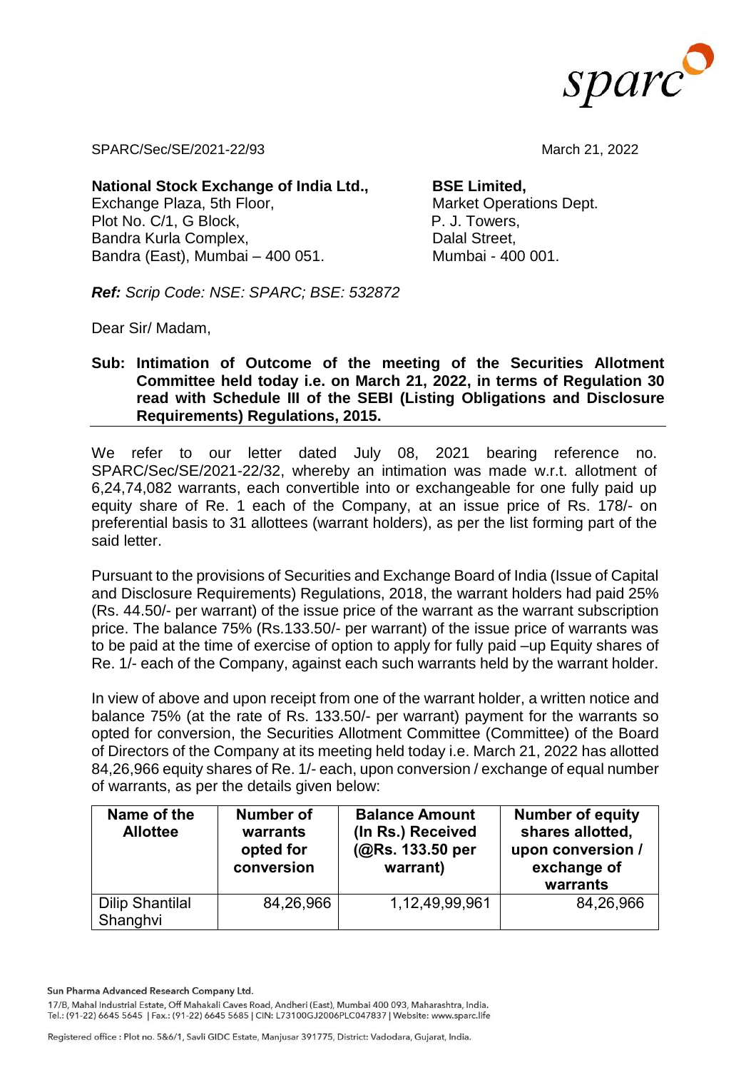SPARC/Sec/SE/2021-22/93

March 21, 2022

**National Stock Exchange of India Ltd.,**
Exchange Plaza, 5th Floor,
Plot No. C/1, G Block,
Bandra Kurla Complex,
Bandra (East), Mumbai – 400 051.

**BSE Limited,**
Market Operations Dept.
P. J. Towers,
Dalal Street,
Mumbai - 400 001.

***Ref:*** *Scrip Code: NSE: SPARC; BSE: 532872*

Dear Sir/ Madam,

**Sub: Intimation of Outcome of the meeting of the Securities Allotment Committee held today i.e. on March 21, 2022, in terms of Regulation 30 read with Schedule III of the SEBI (Listing Obligations and Disclosure Requirements) Regulations, 2015.**

We refer to our letter dated July 08, 2021 bearing reference no. SPARC/Sec/SE/2021-22/32, whereby an intimation was made w.r.t. allotment of 6,24,74,082 warrants, each convertible into or exchangeable for one fully paid up equity share of Re. 1 each of the Company, at an issue price of Rs. 178/- on preferential basis to 31 allottees (warrant holders), as per the list forming part of the said letter.

Pursuant to the provisions of Securities and Exchange Board of India (Issue of Capital and Disclosure Requirements) Regulations, 2018, the warrant holders had paid 25% (Rs. 44.50/- per warrant) of the issue price of the warrant as the warrant subscription price. The balance 75% (Rs.133.50/- per warrant) of the issue price of warrants was to be paid at the time of exercise of option to apply for fully paid –up Equity shares of Re. 1/- each of the Company, against each such warrants held by the warrant holder.

In view of above and upon receipt from one of the warrant holder, a written notice and balance 75% (at the rate of Rs. 133.50/- per warrant) payment for the warrants so opted for conversion, the Securities Allotment Committee (Committee) of the Board of Directors of the Company at its meeting held today i.e. March 21, 2022 has allotted 84,26,966 equity shares of Re. 1/- each, upon conversion / exchange of equal number of warrants, as per the details given below:

| Name of the Allottee | Number of warrants opted for conversion | Balance Amount (In Rs.) Received (@Rs. 133.50 per warrant) | Number of equity shares allotted, upon conversion / exchange of warrants |
|---|---|---|---|
| Dilip Shantilal Shanghvi | 84,26,966 | 1,12,49,99,961 | 84,26,966 |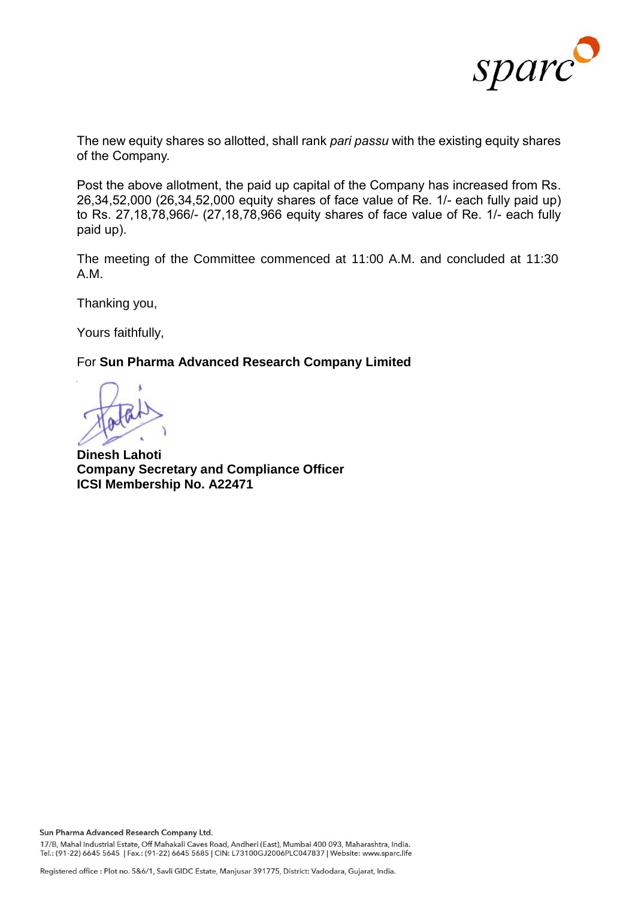The new equity shares so allotted, shall rank *pari passu* with the existing equity shares of the Company.

Post the above allotment, the paid up capital of the Company has increased from Rs. 26,34,52,000 (26,34,52,000 equity shares of face value of Re. 1/- each fully paid up) to Rs. 27,18,78,966/- (27,18,78,966 equity shares of face value of Re. 1/- each fully paid up).

The meeting of the Committee commenced at 11:00 A.M. and concluded at 11:30 A.M.

Thanking you,

Yours faithfully,

For **Sun Pharma Advanced Research Company Limited**

**Dinesh Lahoti**
**Company Secretary and Compliance Officer**
**ICSI Membership No. A22471**